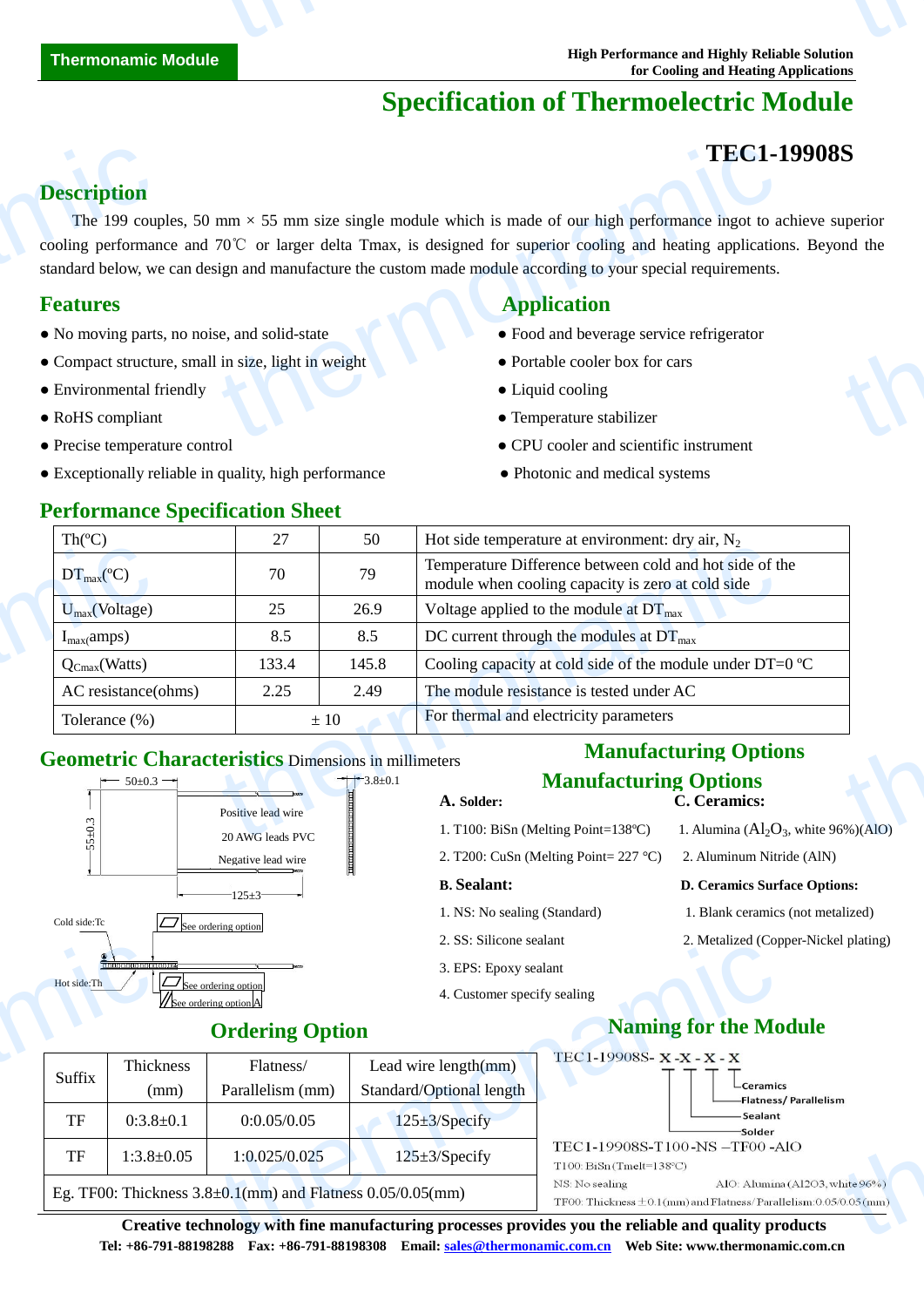Thermonamic Module

High Performance and Highly Reliable Solution
for Cooling and Heating Applications

# Specification of Thermoelectric Module

## TEC1-19908S

## Description

The 199 couples, 50 mm × 55 mm size single module which is made of our high performance ingot to achieve superior cooling performance and 70℃ or larger delta Tmax, is designed for superior cooling and heating applications. Beyond the standard below, we can design and manufacture the custom made module according to your special requirements.

## Features

- No moving parts, no noise, and solid-state
- Compact structure, small in size, light in weight
- Environmental friendly
- RoHS compliant
- Precise temperature control
- Exceptionally reliable in quality, high performance

## Application

- Food and beverage service refrigerator
- Portable cooler box for cars
- Liquid cooling
- Temperature stabilizer
- CPU cooler and scientific instrument
- Photonic and medical systems

## Performance Specification Sheet

| Th(ºC) | 27 | 50 | Hot side temperature at environment: dry air, $N_2$ |
|---|---|---|---|
| $DT_{max}$(ºC) | 70 | 79 | Temperature Difference between cold and hot side of the module when cooling capacity is zero at cold side |
| $U_{max}$(Voltage) | 25 | 26.9 | Voltage applied to the module at $DT_{max}$ |
| $I_{max}$(amps) | 8.5 | 8.5 | DC current through the modules at $DT_{max}$ |
| $Q_{Cmax}$(Watts) | 133.4 | 145.8 | Cooling capacity at cold side of the module under DT=0 ºC |
| AC resistance(ohms) | 2.25 | 2.49 | The module resistance is tested under AC |
| Tolerance (%) | ± 10 | | For thermal and electricity parameters |

## Geometric Characteristics Dimensions in millimeters

50±0.3
3.8±0.1
55±0.3
Positive lead wire
20 AWG leads PVC
Negative lead wire
125±3
Cold side:Tc
See ordering option
Hot side:Th
See ordering option
See ordering option A

## Manufacturing Options

**A. Solder:**

1. T100: BiSn (Melting Point=138ºC)
2. T200: CuSn (Melting Point= 227 °C)

**B. Sealant:**

1. NS: No sealing (Standard)
2. SS: Silicone sealant
3. EPS: Epoxy sealant
4. Customer specify sealing

**C. Ceramics:**

1. Alumina ($Al_2O_3$, white 96%)(AlO)
2. Aluminum Nitride (AlN)

**D. Ceramics Surface Options:**

1. Blank ceramics (not metalized)
2. Metalized (Copper-Nickel plating)

## Ordering Option

| Suffix | Thickness (mm) | Flatness/ Parallelism (mm) | Lead wire length(mm) Standard/Optional length |
|---|---|---|---|
| TF | 0:3.8±0.1 | 0:0.05/0.05 | 125±3/Specify |
| TF | 1:3.8±0.05 | 1:0.025/0.025 | 125±3/Specify |
| Eg. TF00: Thickness 3.8±0.1(mm) and Flatness 0.05/0.05(mm) | | | |

## Naming for the Module

TEC1-19908S- X - X - X - X

- Ceramics
- Flatness/ Parallelism
- Sealant
- Solder

TEC1-19908S-T100-NS –TF00 -AlO

T100: BiSn (Tmelt=138ºC)

NS: No sealing AlO: Alumina (Al2O3, white 96%)

TF00: Thickness ±0.1(mm) and Flatness/ Parallelism:0.05/0.05(mm)

**Creative technology with fine manufacturing processes provides you the reliable and quality products**

**Tel: +86-791-88198288 Fax: +86-791-88198308 Email: sales@thermonamic.com.cn Web Site: www.thermonamic.com.cn**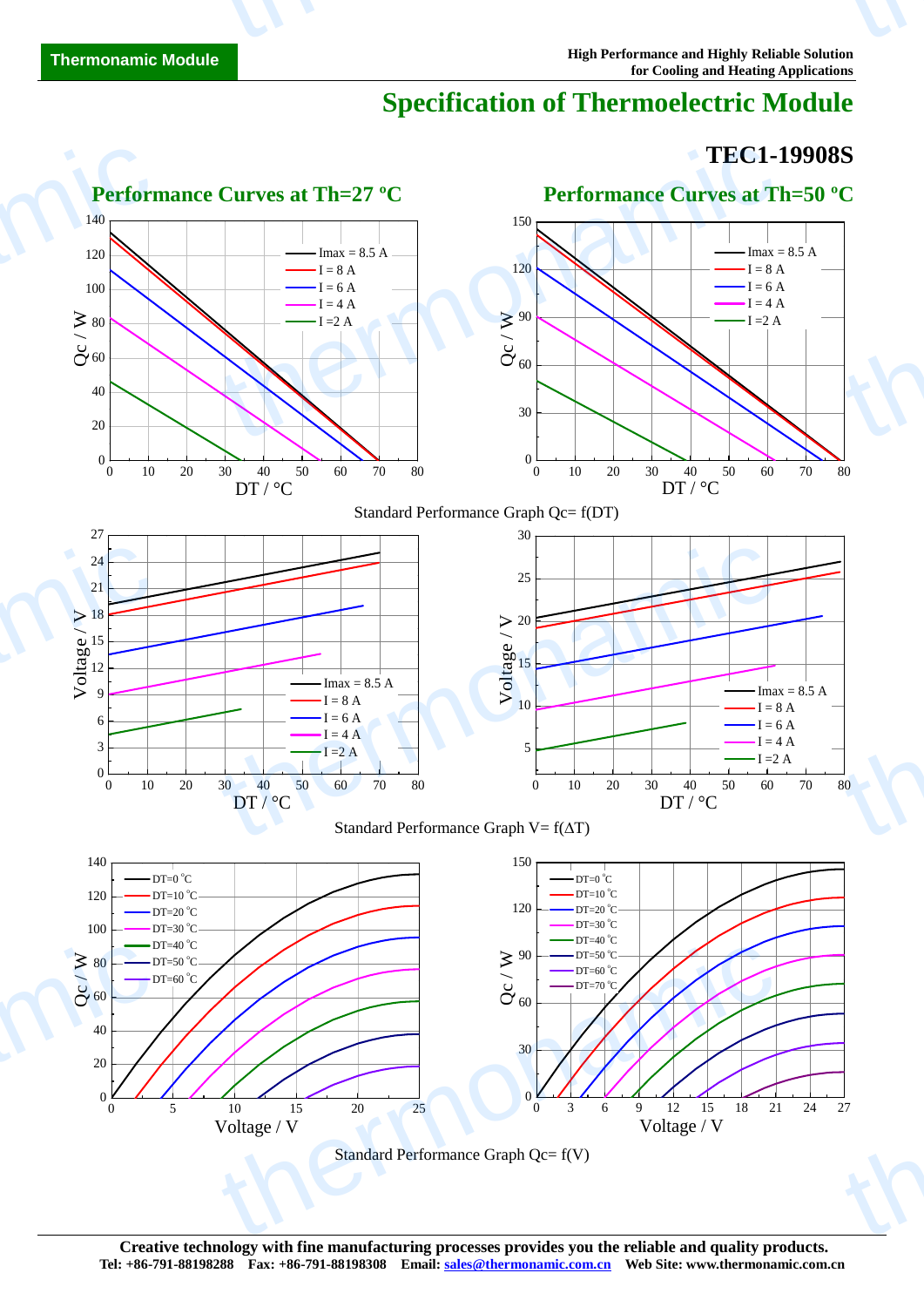# Specification of Thermoelectric Module

## TEC1-19908S

### Performance Curves at Th=27 ºC

### Performance Curves at Th=50 ºC

Standard Performance Graph Qc= f(DT)

Standard Performance Graph V= f(ΔT)

Standard Performance Graph Qc= f(V)

**Creative technology with fine manufacturing processes provides you the reliable and quality products.**
**Tel: +86-791-88198288 Fax: +86-791-88198308 Email: sales@thermonamic.com.cn Web Site: www.thermonamic.com.cn**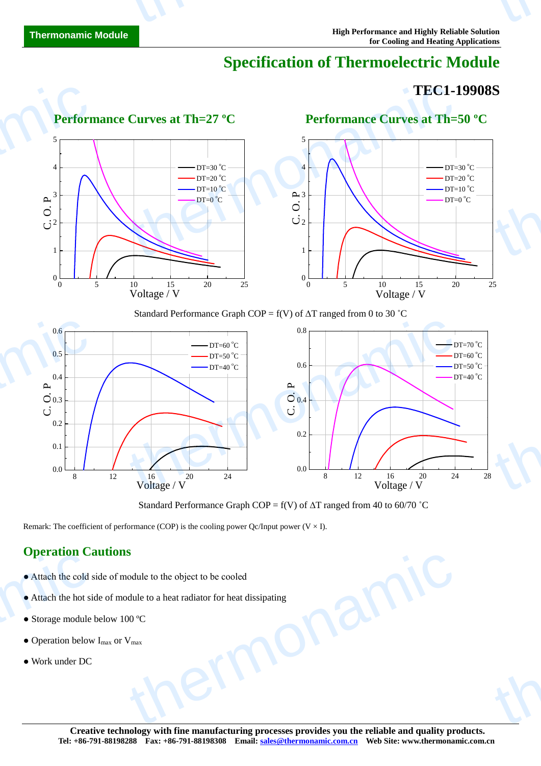# Specification of Thermoelectric Module

## TEC1-19908S

### Performance Curves at Th=27 ºC

C. O. P
Voltage / V
DT=30 °C
DT=20 °C
DT=10 °C
DT=0 °C

### Performance Curves at Th=50 ºC

C. O. P
Voltage / V
DT=30 °C
DT=20 °C
DT=10 °C
DT=0 °C

Standard Performance Graph COP = f(V) of ΔT ranged from 0 to 30 ˚C

C. O. P
Voltage / V
DT=60 °C
DT=50 °C
DT=40 °C

C. O. P
Voltage / V
DT=70 °C
DT=60 °C
DT=50 °C
DT=40 °C

Standard Performance Graph COP = f(V) of ΔT ranged from 40 to 60/70 ˚C

Remark: The coefficient of performance (COP) is the cooling power Qc/Input power (V × I).

## Operation Cautions

- Attach the cold side of module to the object to be cooled
- Attach the hot side of module to a heat radiator for heat dissipating
- Storage module below 100 ºC
- Operation below $I_{max}$ or $V_{max}$
- Work under DC